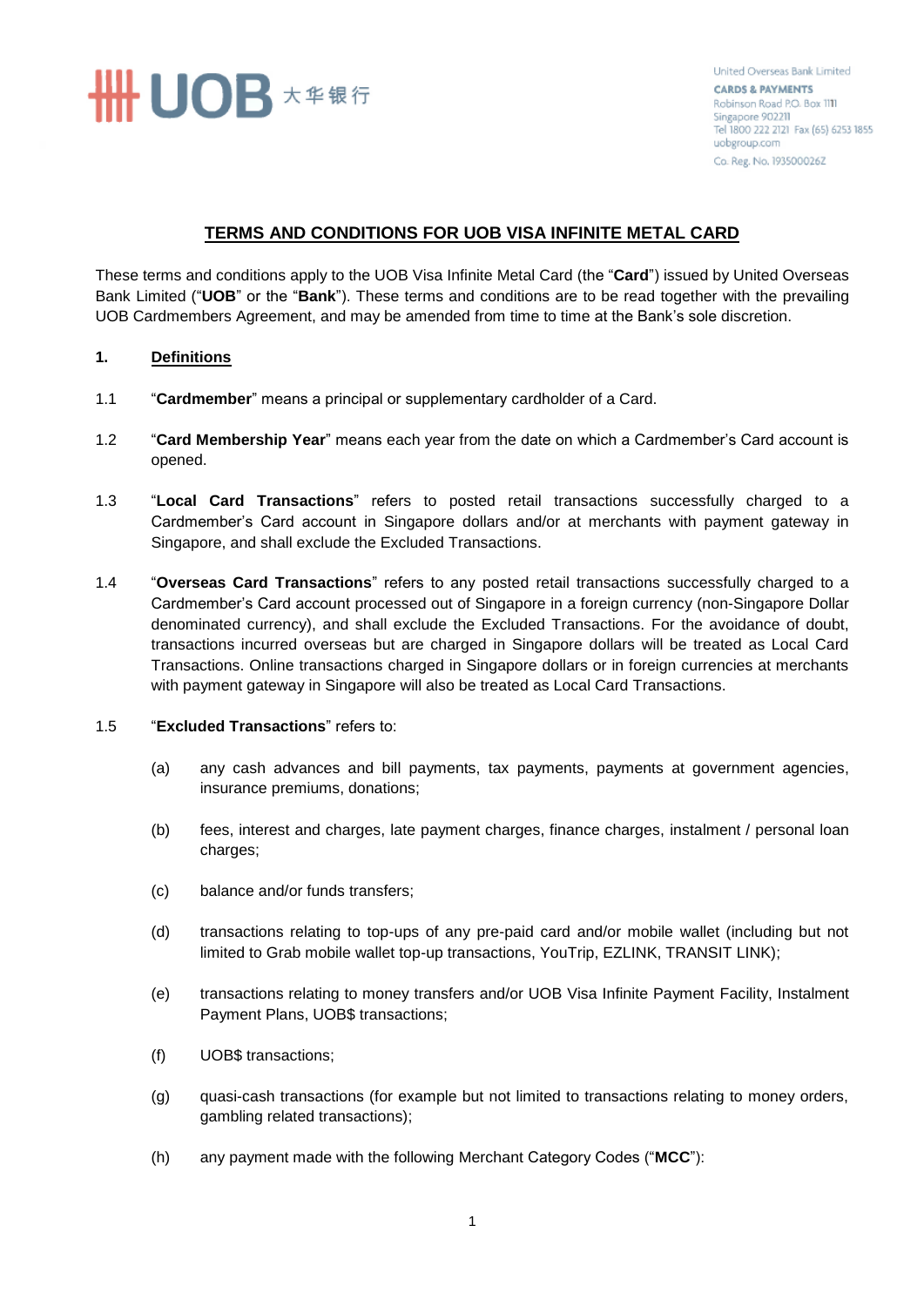United Overseas Bank Limited
**CARDS & PAYMENTS**
Robinson Road P.O. Box 1111
Singapore 902211
Tel 1800 222 2121 Fax (65) 6253 1855
uobgroup.com
Co. Reg. No. 193500026Z

# TERMS AND CONDITIONS FOR UOB VISA INFINITE METAL CARD

These terms and conditions apply to the UOB Visa Infinite Metal Card (the "**Card**") issued by United Overseas Bank Limited ("**UOB**" or the "**Bank**"). These terms and conditions are to be read together with the prevailing UOB Cardmembers Agreement, and may be amended from time to time at the Bank's sole discretion.

## 1. Definitions

1.1 "**Cardmember**" means a principal or supplementary cardholder of a Card.

1.2 "**Card Membership Year**" means each year from the date on which a Cardmember's Card account is opened.

1.3 "**Local Card Transactions**" refers to posted retail transactions successfully charged to a Cardmember's Card account in Singapore dollars and/or at merchants with payment gateway in Singapore, and shall exclude the Excluded Transactions.

1.4 "**Overseas Card Transactions**" refers to any posted retail transactions successfully charged to a Cardmember's Card account processed out of Singapore in a foreign currency (non-Singapore Dollar denominated currency), and shall exclude the Excluded Transactions. For the avoidance of doubt, transactions incurred overseas but are charged in Singapore dollars will be treated as Local Card Transactions. Online transactions charged in Singapore dollars or in foreign currencies at merchants with payment gateway in Singapore will also be treated as Local Card Transactions.

1.5 "**Excluded Transactions**" refers to:

(a) any cash advances and bill payments, tax payments, payments at government agencies, insurance premiums, donations;

(b) fees, interest and charges, late payment charges, finance charges, instalment / personal loan charges;

(c) balance and/or funds transfers;

(d) transactions relating to top-ups of any pre-paid card and/or mobile wallet (including but not limited to Grab mobile wallet top-up transactions, YouTrip, EZLINK, TRANSIT LINK);

(e) transactions relating to money transfers and/or UOB Visa Infinite Payment Facility, Instalment Payment Plans, UOB$ transactions;

(f) UOB$ transactions;

(g) quasi-cash transactions (for example but not limited to transactions relating to money orders, gambling related transactions);

(h) any payment made with the following Merchant Category Codes ("**MCC**"):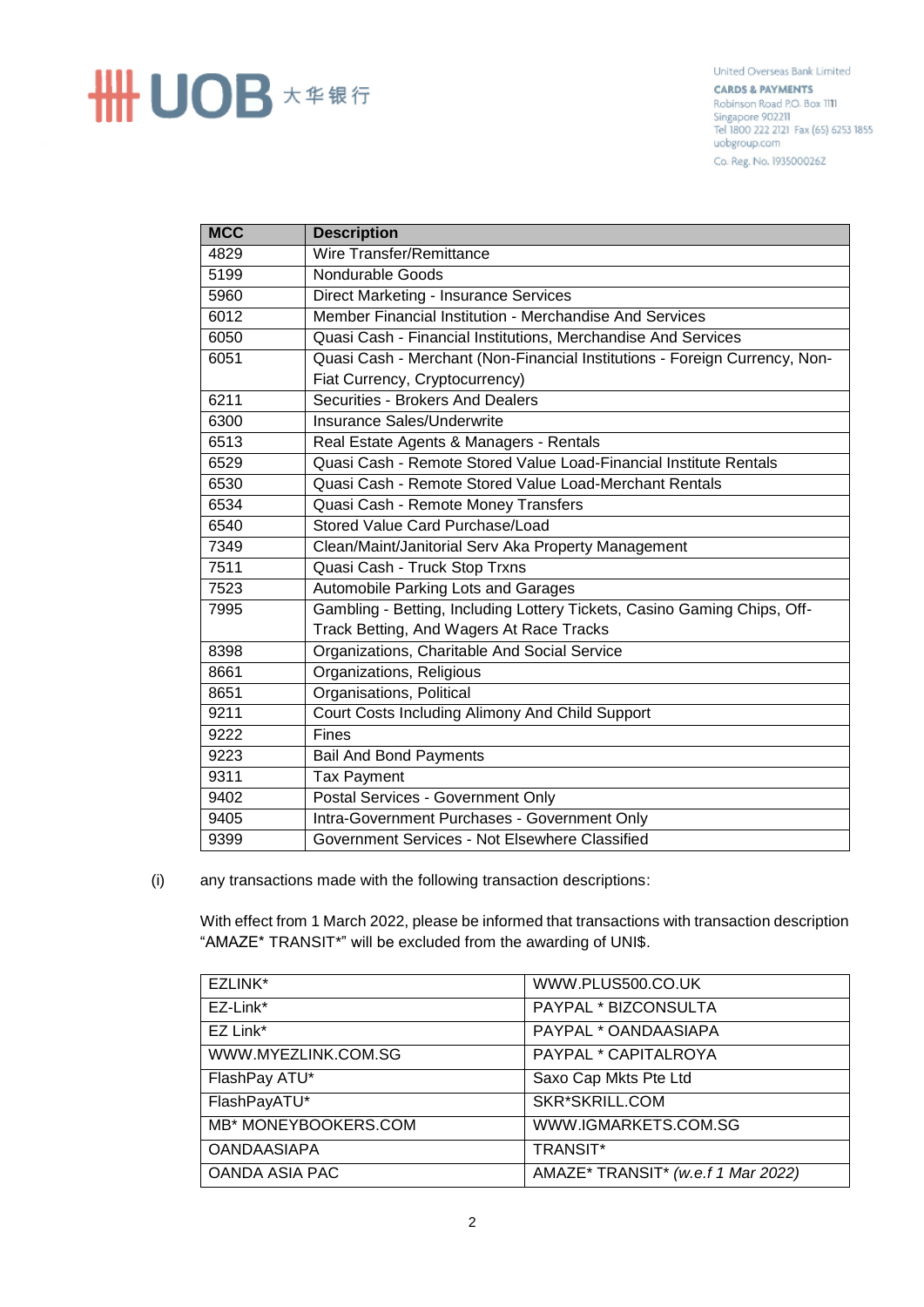| MCC | Description |
|---|---|
| 4829 | Wire Transfer/Remittance |
| 5199 | Nondurable Goods |
| 5960 | Direct Marketing - Insurance Services |
| 6012 | Member Financial Institution - Merchandise And Services |
| 6050 | Quasi Cash - Financial Institutions, Merchandise And Services |
| 6051 | Quasi Cash - Merchant (Non-Financial Institutions - Foreign Currency, Non-Fiat Currency, Cryptocurrency) |
| 6211 | Securities - Brokers And Dealers |
| 6300 | Insurance Sales/Underwrite |
| 6513 | Real Estate Agents & Managers - Rentals |
| 6529 | Quasi Cash - Remote Stored Value Load-Financial Institute Rentals |
| 6530 | Quasi Cash - Remote Stored Value Load-Merchant Rentals |
| 6534 | Quasi Cash - Remote Money Transfers |
| 6540 | Stored Value Card Purchase/Load |
| 7349 | Clean/Maint/Janitorial Serv Aka Property Management |
| 7511 | Quasi Cash - Truck Stop Trxns |
| 7523 | Automobile Parking Lots and Garages |
| 7995 | Gambling - Betting, Including Lottery Tickets, Casino Gaming Chips, Off-Track Betting, And Wagers At Race Tracks |
| 8398 | Organizations, Charitable And Social Service |
| 8661 | Organizations, Religious |
| 8651 | Organisations, Political |
| 9211 | Court Costs Including Alimony And Child Support |
| 9222 | Fines |
| 9223 | Bail And Bond Payments |
| 9311 | Tax Payment |
| 9402 | Postal Services - Government Only |
| 9405 | Intra-Government Purchases - Government Only |
| 9399 | Government Services - Not Elsewhere Classified |

(i) any transactions made with the following transaction descriptions:

With effect from 1 March 2022, please be informed that transactions with transaction description "AMAZE* TRANSIT*" will be excluded from the awarding of UNI$.

| | |
|---|---|
| EZLINK* | WWW.PLUS500.CO.UK |
| EZ-Link* | PAYPAL * BIZCONSULTA |
| EZ Link* | PAYPAL * OANDAASIAPA |
| WWW.MYEZLINK.COM.SG | PAYPAL * CAPITALROYA |
| FlashPay ATU* | Saxo Cap Mkts Pte Ltd |
| FlashPayATU* | SKR*SKRILL.COM |
| MB* MONEYBOOKERS.COM | WWW.IGMARKETS.COM.SG |
| OANDAASIAPA | TRANSIT* |
| OANDA ASIA PAC | AMAZE* TRANSIT* *(w.e.f 1 Mar 2022)* |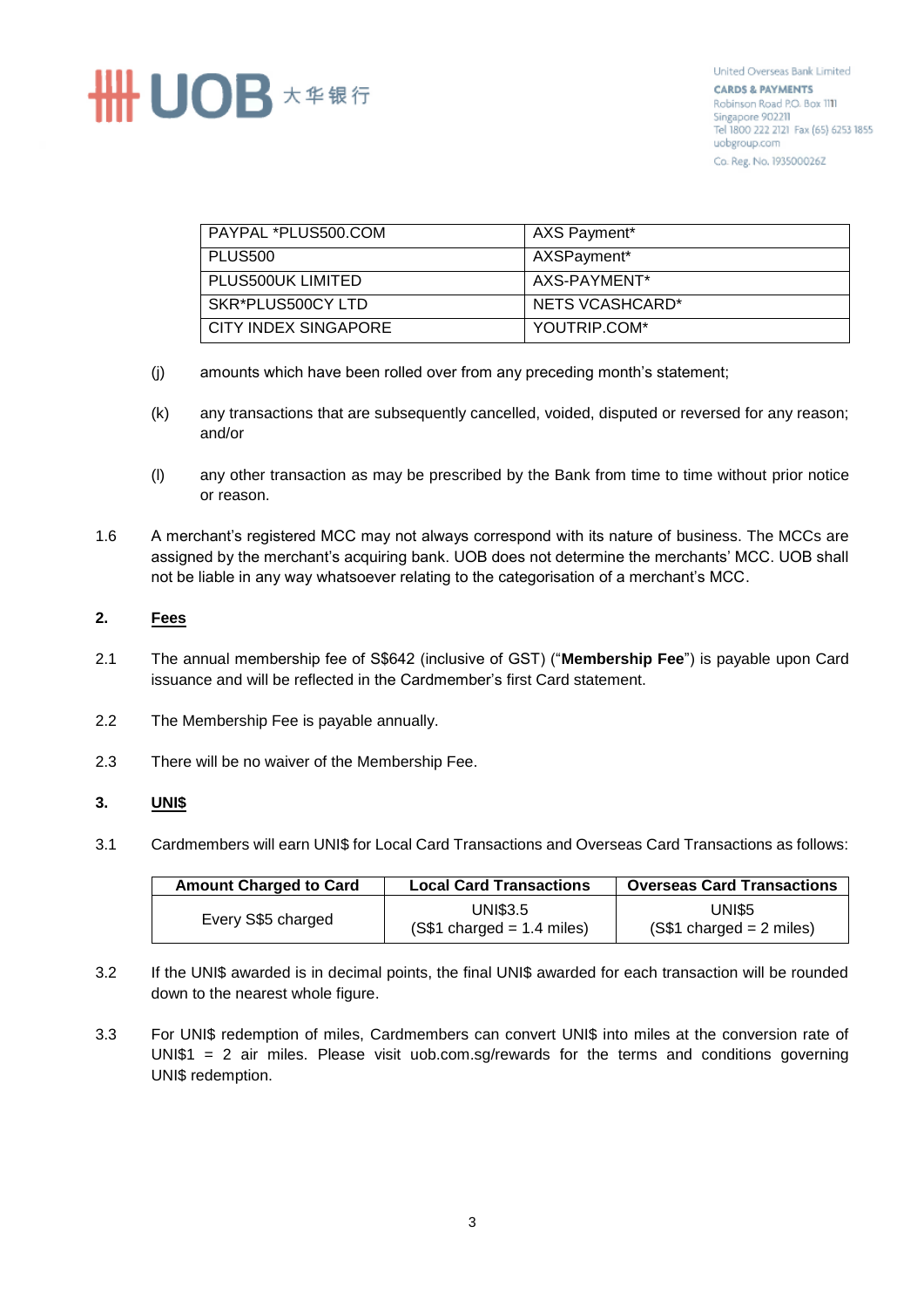| PAYPAL *PLUS500.COM | AXS Payment* |
|---|---|
| PLUS500 | AXSPayment* |
| PLUS500UK LIMITED | AXS-PAYMENT* |
| SKR*PLUS500CY LTD | NETS VCASHCARD* |
| CITY INDEX SINGAPORE | YOUTRIP.COM* |

(j) amounts which have been rolled over from any preceding month's statement;

(k) any transactions that are subsequently cancelled, voided, disputed or reversed for any reason; and/or

(l) any other transaction as may be prescribed by the Bank from time to time without prior notice or reason.

1.6 A merchant's registered MCC may not always correspond with its nature of business. The MCCs are assigned by the merchant's acquiring bank. UOB does not determine the merchants' MCC. UOB shall not be liable in any way whatsoever relating to the categorisation of a merchant's MCC.

## 2. Fees

2.1 The annual membership fee of S$642 (inclusive of GST) ("**Membership Fee**") is payable upon Card issuance and will be reflected in the Cardmember's first Card statement.

2.2 The Membership Fee is payable annually.

2.3 There will be no waiver of the Membership Fee.

## 3. UNI$

3.1 Cardmembers will earn UNI$ for Local Card Transactions and Overseas Card Transactions as follows:

| Amount Charged to Card | Local Card Transactions | Overseas Card Transactions |
|---|---|---|
| Every S$5 charged | UNI$3.5<br>(S$1 charged = 1.4 miles) | UNI$5<br>(S$1 charged = 2 miles) |

3.2 If the UNI$ awarded is in decimal points, the final UNI$ awarded for each transaction will be rounded down to the nearest whole figure.

3.3 For UNI$ redemption of miles, Cardmembers can convert UNI$ into miles at the conversion rate of UNI$1 = 2 air miles. Please visit uob.com.sg/rewards for the terms and conditions governing UNI$ redemption.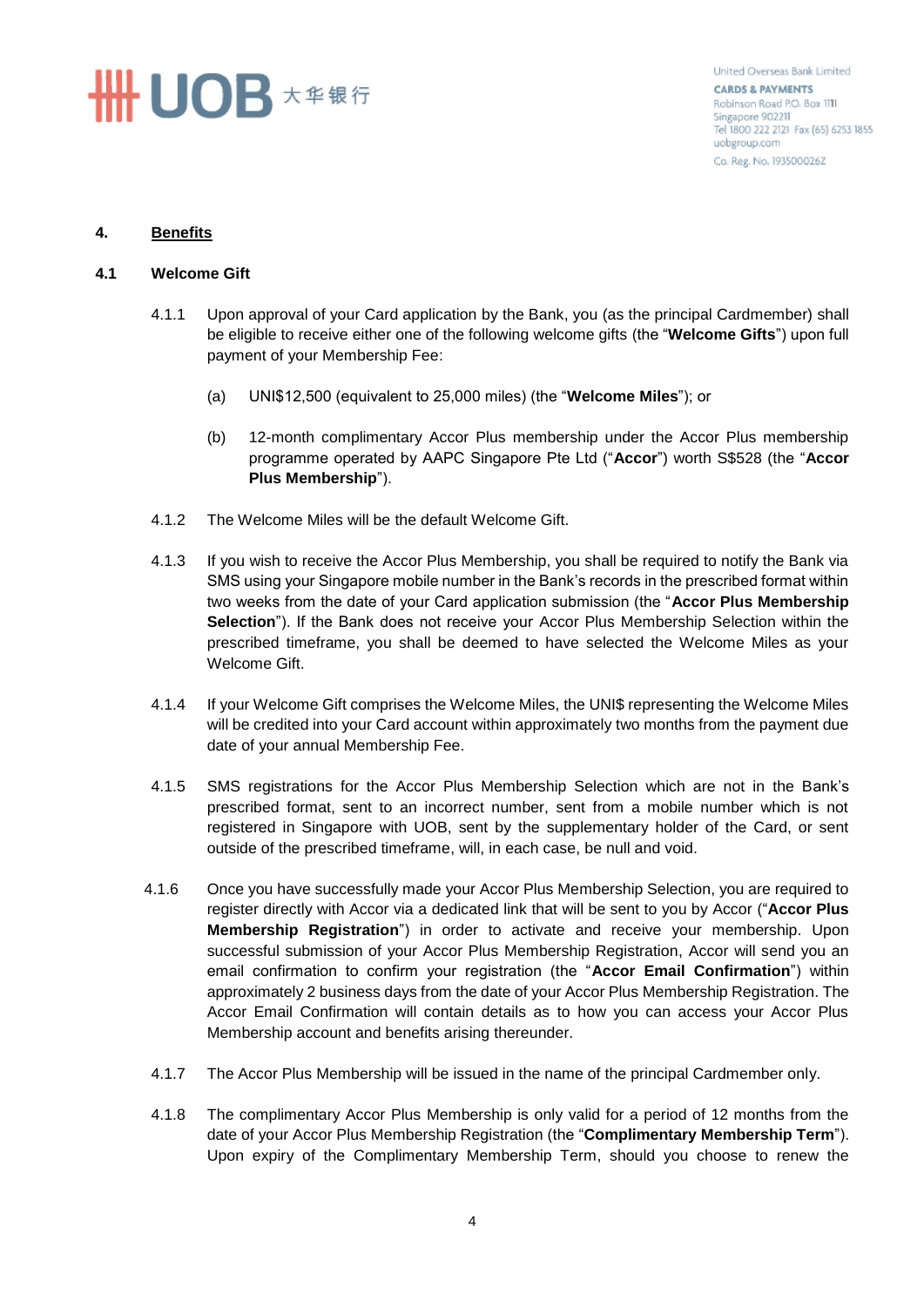## 4. Benefits

### 4.1 Welcome Gift

4.1.1 Upon approval of your Card application by the Bank, you (as the principal Cardmember) shall be eligible to receive either one of the following welcome gifts (the "**Welcome Gifts**") upon full payment of your Membership Fee:

(a) UNI$12,500 (equivalent to 25,000 miles) (the "**Welcome Miles**"); or

(b) 12-month complimentary Accor Plus membership under the Accor Plus membership programme operated by AAPC Singapore Pte Ltd ("**Accor**") worth S$528 (the "**Accor Plus Membership**").

4.1.2 The Welcome Miles will be the default Welcome Gift.

4.1.3 If you wish to receive the Accor Plus Membership, you shall be required to notify the Bank via SMS using your Singapore mobile number in the Bank's records in the prescribed format within two weeks from the date of your Card application submission (the "**Accor Plus Membership Selection**"). If the Bank does not receive your Accor Plus Membership Selection within the prescribed timeframe, you shall be deemed to have selected the Welcome Miles as your Welcome Gift.

4.1.4 If your Welcome Gift comprises the Welcome Miles, the UNI$ representing the Welcome Miles will be credited into your Card account within approximately two months from the payment due date of your annual Membership Fee.

4.1.5 SMS registrations for the Accor Plus Membership Selection which are not in the Bank's prescribed format, sent to an incorrect number, sent from a mobile number which is not registered in Singapore with UOB, sent by the supplementary holder of the Card, or sent outside of the prescribed timeframe, will, in each case, be null and void.

4.1.6 Once you have successfully made your Accor Plus Membership Selection, you are required to register directly with Accor via a dedicated link that will be sent to you by Accor ("**Accor Plus Membership Registration**") in order to activate and receive your membership. Upon successful submission of your Accor Plus Membership Registration, Accor will send you an email confirmation to confirm your registration (the "**Accor Email Confirmation**") within approximately 2 business days from the date of your Accor Plus Membership Registration. The Accor Email Confirmation will contain details as to how you can access your Accor Plus Membership account and benefits arising thereunder.

4.1.7 The Accor Plus Membership will be issued in the name of the principal Cardmember only.

4.1.8 The complimentary Accor Plus Membership is only valid for a period of 12 months from the date of your Accor Plus Membership Registration (the "**Complimentary Membership Term**"). Upon expiry of the Complimentary Membership Term, should you choose to renew the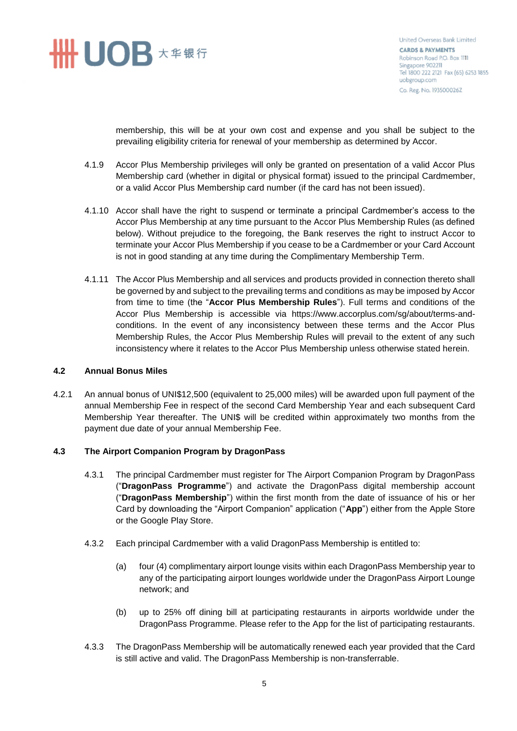membership, this will be at your own cost and expense and you shall be subject to the prevailing eligibility criteria for renewal of your membership as determined by Accor.

4.1.9 Accor Plus Membership privileges will only be granted on presentation of a valid Accor Plus Membership card (whether in digital or physical format) issued to the principal Cardmember, or a valid Accor Plus Membership card number (if the card has not been issued).

4.1.10 Accor shall have the right to suspend or terminate a principal Cardmember's access to the Accor Plus Membership at any time pursuant to the Accor Plus Membership Rules (as defined below). Without prejudice to the foregoing, the Bank reserves the right to instruct Accor to terminate your Accor Plus Membership if you cease to be a Cardmember or your Card Account is not in good standing at any time during the Complimentary Membership Term.

4.1.11 The Accor Plus Membership and all services and products provided in connection thereto shall be governed by and subject to the prevailing terms and conditions as may be imposed by Accor from time to time (the "**Accor Plus Membership Rules**"). Full terms and conditions of the Accor Plus Membership is accessible via https://www.accorplus.com/sg/about/terms-and-conditions. In the event of any inconsistency between these terms and the Accor Plus Membership Rules, the Accor Plus Membership Rules will prevail to the extent of any such inconsistency where it relates to the Accor Plus Membership unless otherwise stated herein.

## 4.2 Annual Bonus Miles

4.2.1 An annual bonus of UNI$12,500 (equivalent to 25,000 miles) will be awarded upon full payment of the annual Membership Fee in respect of the second Card Membership Year and each subsequent Card Membership Year thereafter. The UNI$ will be credited within approximately two months from the payment due date of your annual Membership Fee.

## 4.3 The Airport Companion Program by DragonPass

4.3.1 The principal Cardmember must register for The Airport Companion Program by DragonPass ("**DragonPass Programme**") and activate the DragonPass digital membership account ("**DragonPass Membership**") within the first month from the date of issuance of his or her Card by downloading the "Airport Companion" application ("**App**") either from the Apple Store or the Google Play Store.

4.3.2 Each principal Cardmember with a valid DragonPass Membership is entitled to:

(a) four (4) complimentary airport lounge visits within each DragonPass Membership year to any of the participating airport lounges worldwide under the DragonPass Airport Lounge network; and

(b) up to 25% off dining bill at participating restaurants in airports worldwide under the DragonPass Programme. Please refer to the App for the list of participating restaurants.

4.3.3 The DragonPass Membership will be automatically renewed each year provided that the Card is still active and valid. The DragonPass Membership is non-transferrable.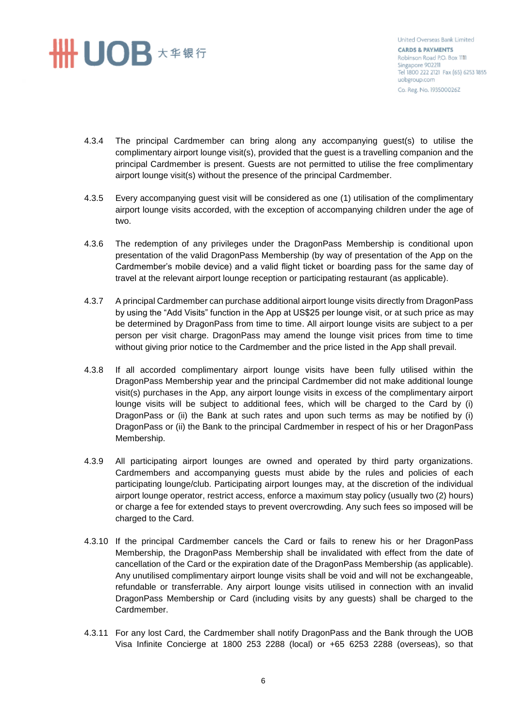4.3.4 The principal Cardmember can bring along any accompanying guest(s) to utilise the complimentary airport lounge visit(s), provided that the guest is a travelling companion and the principal Cardmember is present. Guests are not permitted to utilise the free complimentary airport lounge visit(s) without the presence of the principal Cardmember.

4.3.5 Every accompanying guest visit will be considered as one (1) utilisation of the complimentary airport lounge visits accorded, with the exception of accompanying children under the age of two.

4.3.6 The redemption of any privileges under the DragonPass Membership is conditional upon presentation of the valid DragonPass Membership (by way of presentation of the App on the Cardmember's mobile device) and a valid flight ticket or boarding pass for the same day of travel at the relevant airport lounge reception or participating restaurant (as applicable).

4.3.7 A principal Cardmember can purchase additional airport lounge visits directly from DragonPass by using the "Add Visits" function in the App at US$25 per lounge visit, or at such price as may be determined by DragonPass from time to time. All airport lounge visits are subject to a per person per visit charge. DragonPass may amend the lounge visit prices from time to time without giving prior notice to the Cardmember and the price listed in the App shall prevail.

4.3.8 If all accorded complimentary airport lounge visits have been fully utilised within the DragonPass Membership year and the principal Cardmember did not make additional lounge visit(s) purchases in the App, any airport lounge visits in excess of the complimentary airport lounge visits will be subject to additional fees, which will be charged to the Card by (i) DragonPass or (ii) the Bank at such rates and upon such terms as may be notified by (i) DragonPass or (ii) the Bank to the principal Cardmember in respect of his or her DragonPass Membership.

4.3.9 All participating airport lounges are owned and operated by third party organizations. Cardmembers and accompanying guests must abide by the rules and policies of each participating lounge/club. Participating airport lounges may, at the discretion of the individual airport lounge operator, restrict access, enforce a maximum stay policy (usually two (2) hours) or charge a fee for extended stays to prevent overcrowding. Any such fees so imposed will be charged to the Card.

4.3.10 If the principal Cardmember cancels the Card or fails to renew his or her DragonPass Membership, the DragonPass Membership shall be invalidated with effect from the date of cancellation of the Card or the expiration date of the DragonPass Membership (as applicable). Any unutilised complimentary airport lounge visits shall be void and will not be exchangeable, refundable or transferrable. Any airport lounge visits utilised in connection with an invalid DragonPass Membership or Card (including visits by any guests) shall be charged to the Cardmember.

4.3.11 For any lost Card, the Cardmember shall notify DragonPass and the Bank through the UOB Visa Infinite Concierge at 1800 253 2288 (local) or +65 6253 2288 (overseas), so that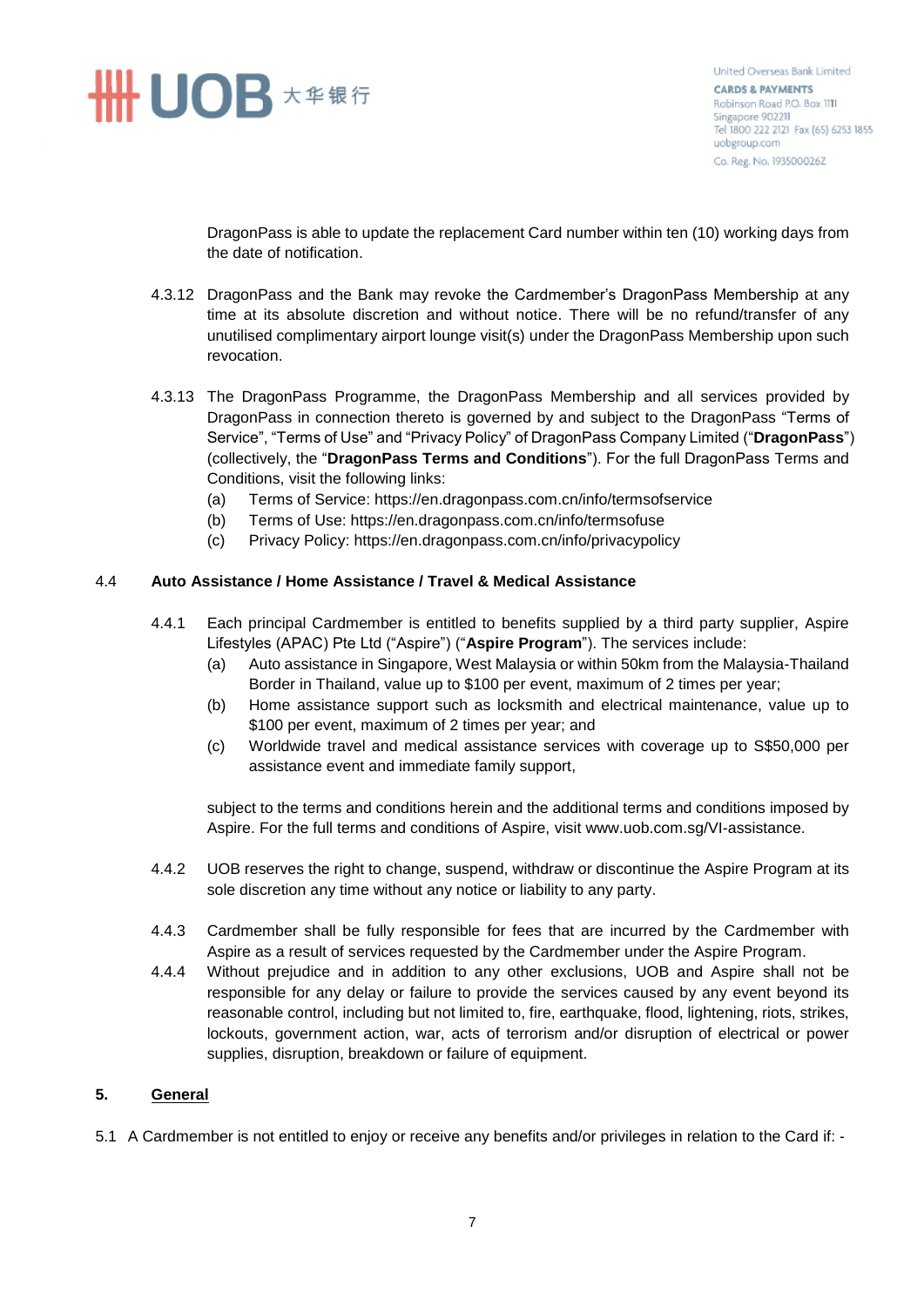DragonPass is able to update the replacement Card number within ten (10) working days from the date of notification.

4.3.12 DragonPass and the Bank may revoke the Cardmember's DragonPass Membership at any time at its absolute discretion and without notice. There will be no refund/transfer of any unutilised complimentary airport lounge visit(s) under the DragonPass Membership upon such revocation.

4.3.13 The DragonPass Programme, the DragonPass Membership and all services provided by DragonPass in connection thereto is governed by and subject to the DragonPass "Terms of Service", "Terms of Use" and "Privacy Policy" of DragonPass Company Limited ("**DragonPass**") (collectively, the "**DragonPass Terms and Conditions**"). For the full DragonPass Terms and Conditions, visit the following links:

(a) Terms of Service: https://en.dragonpass.com.cn/info/termsofservice
(b) Terms of Use: https://en.dragonpass.com.cn/info/termsofuse
(c) Privacy Policy: https://en.dragonpass.com.cn/info/privacypolicy

4.4 **Auto Assistance / Home Assistance / Travel & Medical Assistance**

4.4.1 Each principal Cardmember is entitled to benefits supplied by a third party supplier, Aspire Lifestyles (APAC) Pte Ltd ("Aspire") ("**Aspire Program**"). The services include:

(a) Auto assistance in Singapore, West Malaysia or within 50km from the Malaysia-Thailand Border in Thailand, value up to $100 per event, maximum of 2 times per year;
(b) Home assistance support such as locksmith and electrical maintenance, value up to $100 per event, maximum of 2 times per year; and
(c) Worldwide travel and medical assistance services with coverage up to S$50,000 per assistance event and immediate family support,

subject to the terms and conditions herein and the additional terms and conditions imposed by Aspire. For the full terms and conditions of Aspire, visit www.uob.com.sg/VI-assistance.

4.4.2 UOB reserves the right to change, suspend, withdraw or discontinue the Aspire Program at its sole discretion any time without any notice or liability to any party.

4.4.3 Cardmember shall be fully responsible for fees that are incurred by the Cardmember with Aspire as a result of services requested by the Cardmember under the Aspire Program.

4.4.4 Without prejudice and in addition to any other exclusions, UOB and Aspire shall not be responsible for any delay or failure to provide the services caused by any event beyond its reasonable control, including but not limited to, fire, earthquake, flood, lightening, riots, strikes, lockouts, government action, war, acts of terrorism and/or disruption of electrical or power supplies, disruption, breakdown or failure of equipment.

## 5. General

5.1 A Cardmember is not entitled to enjoy or receive any benefits and/or privileges in relation to the Card if: -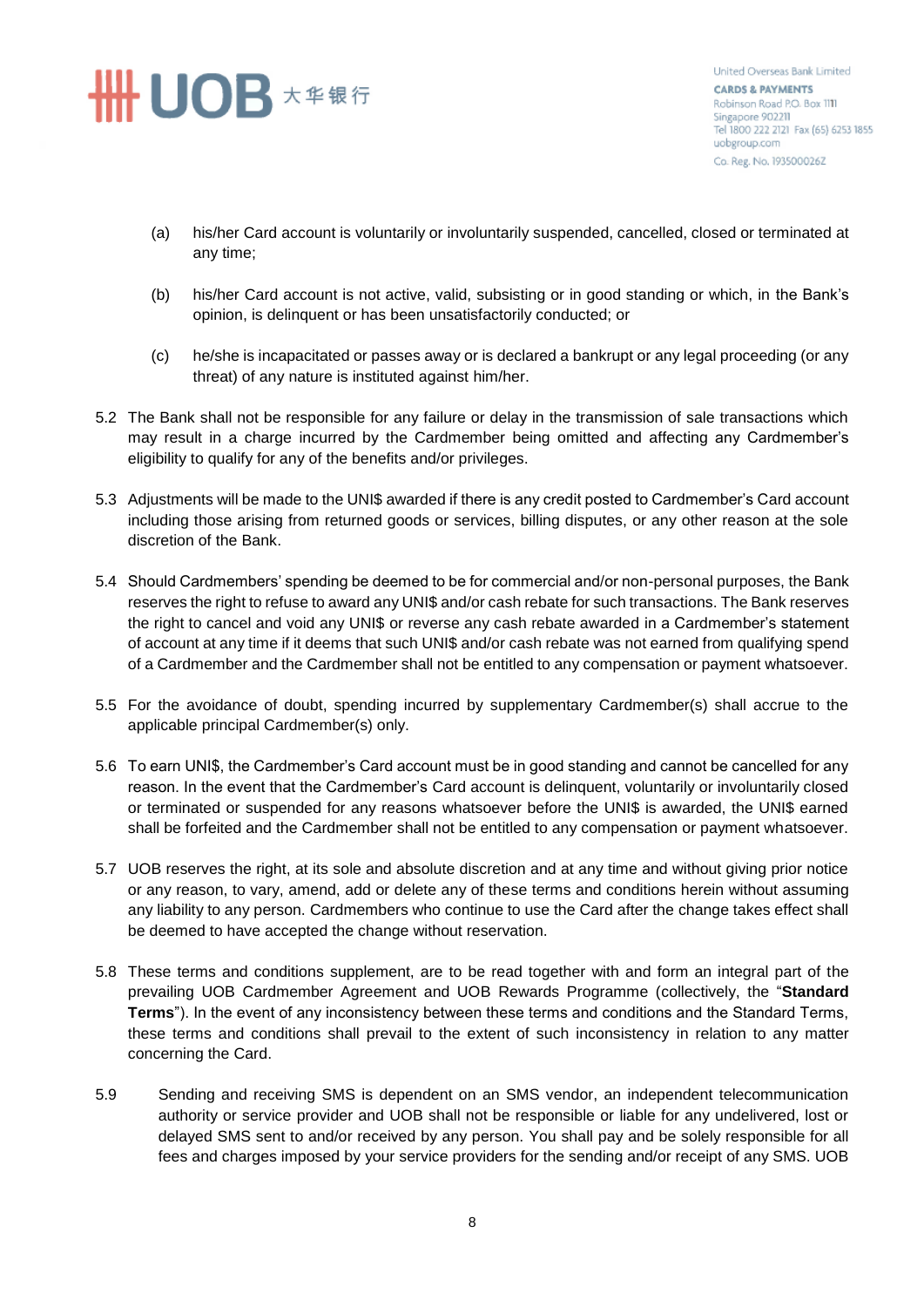(a) his/her Card account is voluntarily or involuntarily suspended, cancelled, closed or terminated at any time;

(b) his/her Card account is not active, valid, subsisting or in good standing or which, in the Bank's opinion, is delinquent or has been unsatisfactorily conducted; or

(c) he/she is incapacitated or passes away or is declared a bankrupt or any legal proceeding (or any threat) of any nature is instituted against him/her.

5.2 The Bank shall not be responsible for any failure or delay in the transmission of sale transactions which may result in a charge incurred by the Cardmember being omitted and affecting any Cardmember's eligibility to qualify for any of the benefits and/or privileges.

5.3 Adjustments will be made to the UNI$ awarded if there is any credit posted to Cardmember's Card account including those arising from returned goods or services, billing disputes, or any other reason at the sole discretion of the Bank.

5.4 Should Cardmembers' spending be deemed to be for commercial and/or non-personal purposes, the Bank reserves the right to refuse to award any UNI$ and/or cash rebate for such transactions. The Bank reserves the right to cancel and void any UNI$ or reverse any cash rebate awarded in a Cardmember's statement of account at any time if it deems that such UNI$ and/or cash rebate was not earned from qualifying spend of a Cardmember and the Cardmember shall not be entitled to any compensation or payment whatsoever.

5.5 For the avoidance of doubt, spending incurred by supplementary Cardmember(s) shall accrue to the applicable principal Cardmember(s) only.

5.6 To earn UNI$, the Cardmember's Card account must be in good standing and cannot be cancelled for any reason. In the event that the Cardmember's Card account is delinquent, voluntarily or involuntarily closed or terminated or suspended for any reasons whatsoever before the UNI$ is awarded, the UNI$ earned shall be forfeited and the Cardmember shall not be entitled to any compensation or payment whatsoever.

5.7 UOB reserves the right, at its sole and absolute discretion and at any time and without giving prior notice or any reason, to vary, amend, add or delete any of these terms and conditions herein without assuming any liability to any person. Cardmembers who continue to use the Card after the change takes effect shall be deemed to have accepted the change without reservation.

5.8 These terms and conditions supplement, are to be read together with and form an integral part of the prevailing UOB Cardmember Agreement and UOB Rewards Programme (collectively, the "**Standard Terms**"). In the event of any inconsistency between these terms and conditions and the Standard Terms, these terms and conditions shall prevail to the extent of such inconsistency in relation to any matter concerning the Card.

5.9 Sending and receiving SMS is dependent on an SMS vendor, an independent telecommunication authority or service provider and UOB shall not be responsible or liable for any undelivered, lost or delayed SMS sent to and/or received by any person. You shall pay and be solely responsible for all fees and charges imposed by your service providers for the sending and/or receipt of any SMS. UOB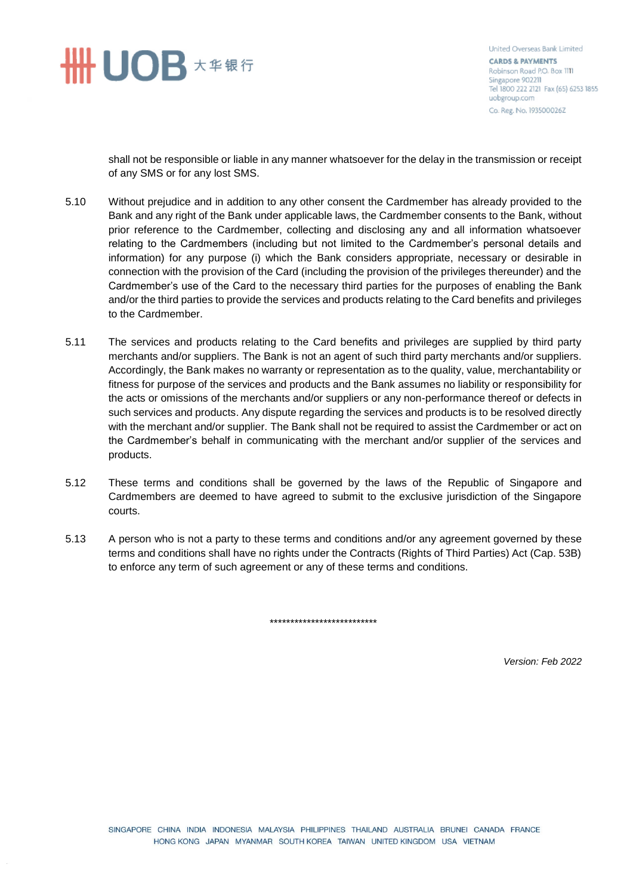shall not be responsible or liable in any manner whatsoever for the delay in the transmission or receipt of any SMS or for any lost SMS.

5.10 Without prejudice and in addition to any other consent the Cardmember has already provided to the Bank and any right of the Bank under applicable laws, the Cardmember consents to the Bank, without prior reference to the Cardmember, collecting and disclosing any and all information whatsoever relating to the Cardmembers (including but not limited to the Cardmember's personal details and information) for any purpose (i) which the Bank considers appropriate, necessary or desirable in connection with the provision of the Card (including the provision of the privileges thereunder) and the Cardmember's use of the Card to the necessary third parties for the purposes of enabling the Bank and/or the third parties to provide the services and products relating to the Card benefits and privileges to the Cardmember.

5.11 The services and products relating to the Card benefits and privileges are supplied by third party merchants and/or suppliers. The Bank is not an agent of such third party merchants and/or suppliers. Accordingly, the Bank makes no warranty or representation as to the quality, value, merchantability or fitness for purpose of the services and products and the Bank assumes no liability or responsibility for the acts or omissions of the merchants and/or suppliers or any non-performance thereof or defects in such services and products. Any dispute regarding the services and products is to be resolved directly with the merchant and/or supplier. The Bank shall not be required to assist the Cardmember or act on the Cardmember's behalf in communicating with the merchant and/or supplier of the services and products.

5.12 These terms and conditions shall be governed by the laws of the Republic of Singapore and Cardmembers are deemed to have agreed to submit to the exclusive jurisdiction of the Singapore courts.

5.13 A person who is not a party to these terms and conditions and/or any agreement governed by these terms and conditions shall have no rights under the Contracts (Rights of Third Parties) Act (Cap. 53B) to enforce any term of such agreement or any of these terms and conditions.

***************************

*Version: Feb 2022*